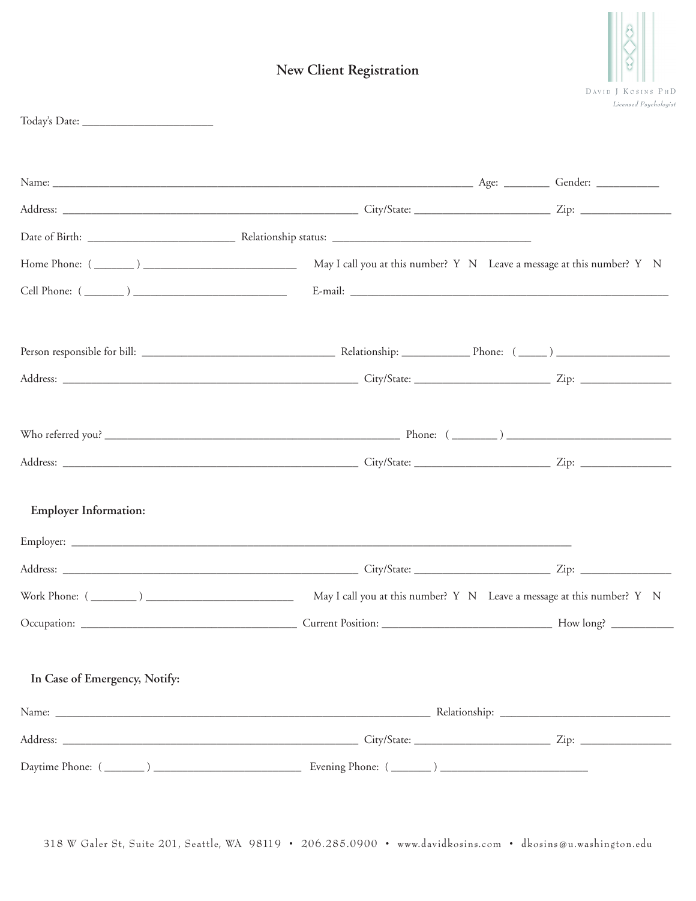David J Kosins PhD
*Licensed Psychologist*

# New Client Registration

Today's Date: _______________________

Name: _______________________________________________________________________________ Age: ________ Gender: ___________

Address: _______________________________________________________ City/State: _________________________ Zip: ________________

Date of Birth: ___________________________ Relationship status: ____________________________________

Home Phone: ( _______ ) ____________________________ May I call you at this number? Y N Leave a message at this number? Y N

Cell Phone: ( _______ ) ___________________________ E-mail: ___________________________________________________________

Person responsible for bill: ___________________________________ Relationship: ____________ Phone: ( _____ ) ____________________

Address: _______________________________________________________ City/State: _________________________ Zip: ________________

Who referred you? _______________________________________________________ Phone: ( ________ ) _____________________________

Address: _______________________________________________________ City/State: _________________________ Zip: ________________

**Employer Information:**

Employer: _____________________________________________________________________________________________

Address: _______________________________________________________ City/State: _________________________ Zip: ________________

Work Phone: ( ________ ) ___________________________ May I call you at this number? Y N Leave a message at this number? Y N

Occupation: ________________________________________ Current Position: _______________________________ How long? ___________

**In Case of Emergency, Notify:**

Name: ______________________________________________________________________ Relationship: _______________________________

Address: _______________________________________________________ City/State: _________________________ Zip: ________________

Daytime Phone: ( _______ ) ___________________________ Evening Phone: ( _______ ) ___________________________

318 W Galer St, Suite 201, Seattle, WA 98119 • 206.285.0900 • www.davidkosins.com • dkosins@u.washington.edu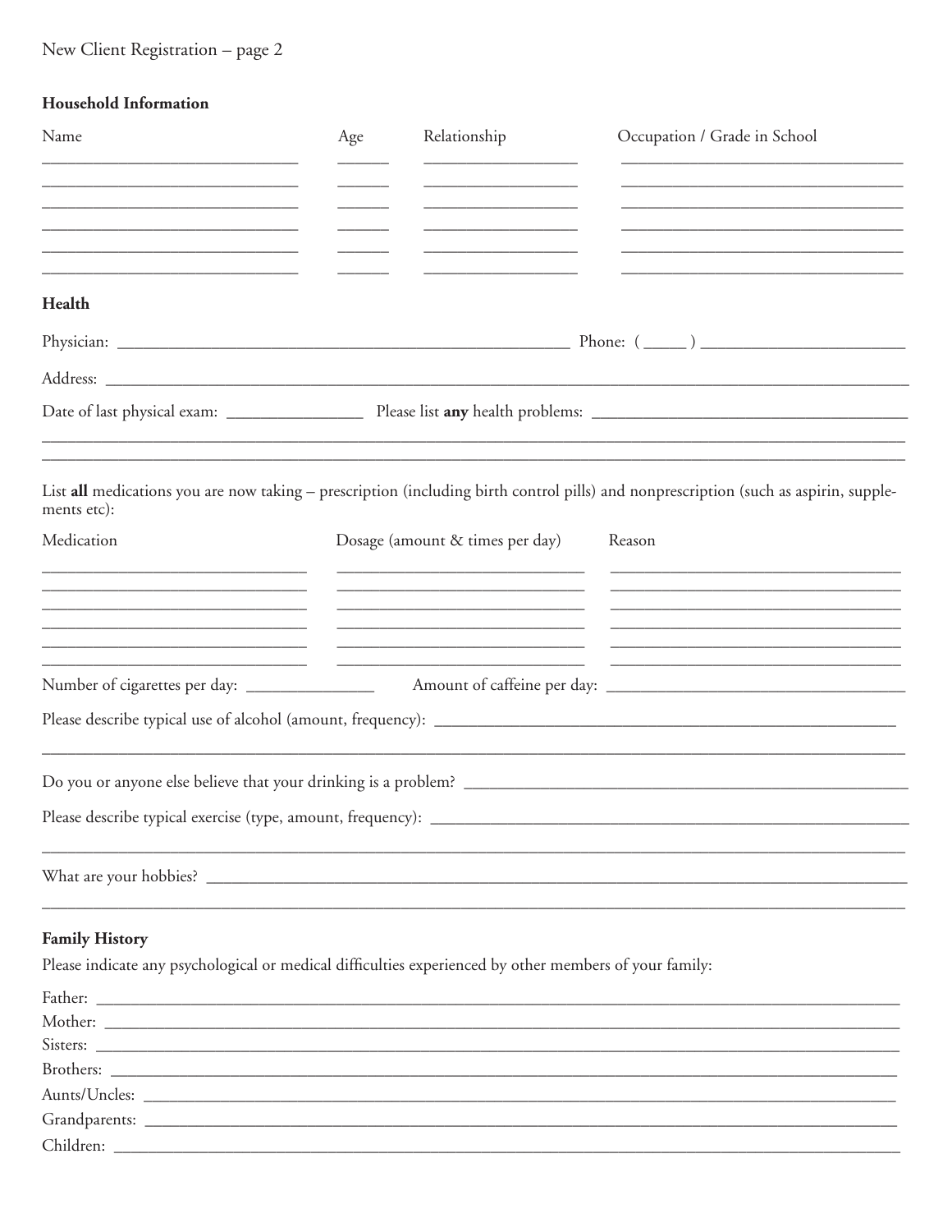New Client Registration – page 2

## Household Information

| Name | Age | Relationship | Occupation / Grade in School |
| --- | --- | --- | --- |
| | | | |
| | | | |
| | | | |
| | | | |
| | | | |
| | | | |

## Health

Physician: ______________________________________________ Phone: ( _____ ) ______________________

Address: ______________________________________________________________________________

Date of last physical exam: ______________ Please list **any** health problems: ________________________________

______________________________________________________________________________

______________________________________________________________________________

List **all** medications you are now taking – prescription (including birth control pills) and nonprescription (such as aspirin, supplements etc):

| Medication | Dosage (amount & times per day) | Reason |
| --- | --- | --- |
| | | |
| | | |
| | | |
| | | |
| | | |
| | | |

Number of cigarettes per day: ______________ Amount of caffeine per day: ________________________________

Please describe typical use of alcohol (amount, frequency): ________________________________________________

______________________________________________________________________________

Do you or anyone else believe that your drinking is a problem? ______________________________________________

Please describe typical exercise (type, amount, frequency): ________________________________________________

______________________________________________________________________________

What are your hobbies? ________________________________________________________________________

______________________________________________________________________________

## Family History

Please indicate any psychological or medical difficulties experienced by other members of your family:

Father: ______________________________________________________________________________

Mother: ______________________________________________________________________________

Sisters: ______________________________________________________________________________

Brothers: _____________________________________________________________________________

Aunts/Uncles: _________________________________________________________________________

Grandparents: _________________________________________________________________________

Children: _____________________________________________________________________________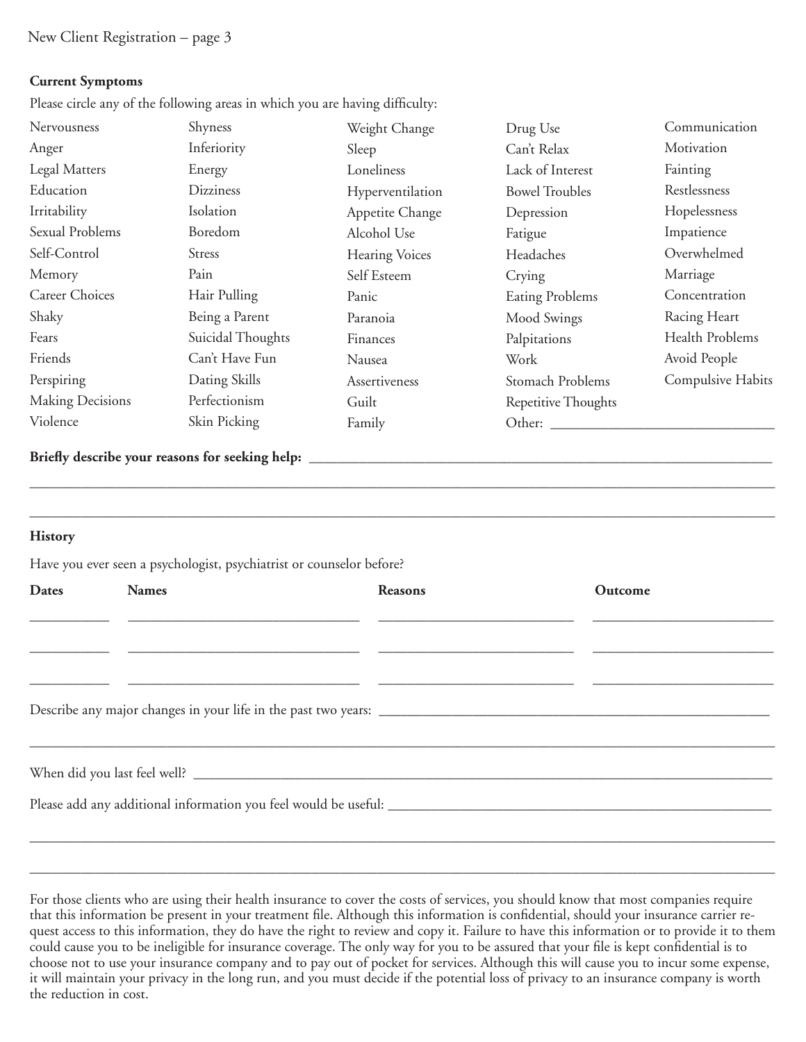New Client Registration – page 3

**Current Symptoms**

Please circle any of the following areas in which you are having difficulty:

| | | | | |
|---|---|---|---|---|
| Nervousness | Shyness | Weight Change | Drug Use | Communication |
| Anger | Inferiority | Sleep | Can't Relax | Motivation |
| Legal Matters | Energy | Loneliness | Lack of Interest | Fainting |
| Education | Dizziness | Hyperventilation | Bowel Troubles | Restlessness |
| Irritability | Isolation | Appetite Change | Depression | Hopelessness |
| Sexual Problems | Boredom | Alcohol Use | Fatigue | Impatience |
| Self-Control | Stress | Hearing Voices | Headaches | Overwhelmed |
| Memory | Pain | Self Esteem | Crying | Marriage |
| Career Choices | Hair Pulling | Panic | Eating Problems | Concentration |
| Shaky | Being a Parent | Paranoia | Mood Swings | Racing Heart |
| Fears | Suicidal Thoughts | Finances | Palpitations | Health Problems |
| Friends | Can't Have Fun | Nausea | Work | Avoid People |
| Perspiring | Dating Skills | Assertiveness | Stomach Problems | Compulsive Habits |
| Making Decisions | Perfectionism | Guilt | Repetitive Thoughts | |
| Violence | Skin Picking | Family | Other: ______________________________ | |

**Briefly describe your reasons for seeking help:** ________________________________________________________________

________________________________________________________________________________________________

________________________________________________________________________________________________

**History**

Have you ever seen a psychologist, psychiatrist or counselor before?

| Dates | Names | Reasons | Outcome |
|---|---|---|---|
| __________ | ______________________________ | _________________________ | _______________________ |
| __________ | ______________________________ | _________________________ | _______________________ |
| __________ | ______________________________ | _________________________ | _______________________ |

Describe any major changes in your life in the past two years: ______________________________________________________

________________________________________________________________________________________________

When did you last feel well? ______________________________________________________________________________

Please add any additional information you feel would be useful: ___________________________________________________

________________________________________________________________________________________________

________________________________________________________________________________________________

For those clients who are using their health insurance to cover the costs of services, you should know that most companies require that this information be present in your treatment file. Although this information is confidential, should your insurance carrier request access to this information, they do have the right to review and copy it. Failure to have this information or to provide it to them could cause you to be ineligible for insurance coverage. The only way for you to be assured that your file is kept confidential is to choose not to use your insurance company and to pay out of pocket for services. Although this will cause you to incur some expense, it will maintain your privacy in the long run, and you must decide if the potential loss of privacy to an insurance company is worth the reduction in cost.